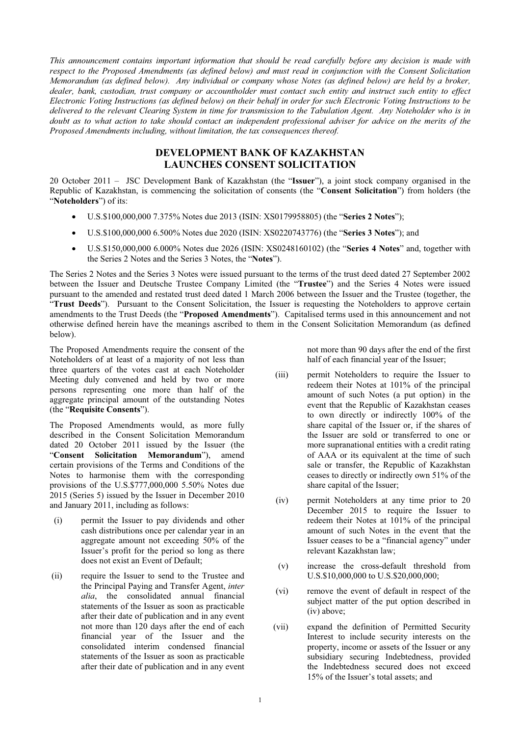*This announcement contains important information that should be read carefully before any decision is made with respect to the Proposed Amendments (as defined below) and must read in conjunction with the Consent Solicitation Memorandum (as defined below). Any individual or company whose Notes (as defined below) are held by a broker, dealer, bank, custodian, trust company or accountholder must contact such entity and instruct such entity to effect Electronic Voting Instructions (as defined below) on their behalf in order for such Electronic Voting Instructions to be delivered to the relevant Clearing System in time for transmission to the Tabulation Agent. Any Noteholder who is in doubt as to what action to take should contact an independent professional adviser for advice on the merits of the Proposed Amendments including, without limitation, the tax consequences thereof.*

# DEVELOPMENT BANK OF KAZAKHSTAN LAUNCHES CONSENT SOLICITATION

20 October 2011 – JSC Development Bank of Kazakhstan (the "**Issuer**"), a joint stock company organised in the Republic of Kazakhstan, is commencing the solicitation of consents (the "**Consent Solicitation**") from holders (the "**Noteholders**") of its:

- U.S.$100,000,000 7.375% Notes due 2013 (ISIN: XS0179958805) (the "**Series 2 Notes**");
- U.S.$100,000,000 6.500% Notes due 2020 (ISIN: XS0220743776) (the "**Series 3 Notes**"); and
- U.S.$150,000,000 6.000% Notes due 2026 (ISIN: XS0248160102) (the "**Series 4 Notes**" and, together with the Series 2 Notes and the Series 3 Notes, the "**Notes**").

The Series 2 Notes and the Series 3 Notes were issued pursuant to the terms of the trust deed dated 27 September 2002 between the Issuer and Deutsche Trustee Company Limited (the "**Trustee**") and the Series 4 Notes were issued pursuant to the amended and restated trust deed dated 1 March 2006 between the Issuer and the Trustee (together, the "**Trust Deeds**"). Pursuant to the Consent Solicitation, the Issuer is requesting the Noteholders to approve certain amendments to the Trust Deeds (the "**Proposed Amendments**"). Capitalised terms used in this announcement and not otherwise defined herein have the meanings ascribed to them in the Consent Solicitation Memorandum (as defined below).

The Proposed Amendments require the consent of the Noteholders of at least of a majority of not less than three quarters of the votes cast at each Noteholder Meeting duly convened and held by two or more persons representing one more than half of the aggregate principal amount of the outstanding Notes (the "**Requisite Consents**").

The Proposed Amendments would, as more fully described in the Consent Solicitation Memorandum dated 20 October 2011 issued by the Issuer (the "**Consent Solicitation Memorandum**"), amend certain provisions of the Terms and Conditions of the Notes to harmonise them with the corresponding provisions of the U.S.$777,000,000 5.50% Notes due 2015 (Series 5) issued by the Issuer in December 2010 and January 2011, including as follows:

(i) permit the Issuer to pay dividends and other cash distributions once per calendar year in an aggregate amount not exceeding 50% of the Issuer's profit for the period so long as there does not exist an Event of Default;

(ii) require the Issuer to send to the Trustee and the Principal Paying and Transfer Agent, *inter alia*, the consolidated annual financial statements of the Issuer as soon as practicable after their date of publication and in any event not more than 120 days after the end of each financial year of the Issuer and the consolidated interim condensed financial statements of the Issuer as soon as practicable after their date of publication and in any event not more than 90 days after the end of the first half of each financial year of the Issuer;

(iii) permit Noteholders to require the Issuer to redeem their Notes at 101% of the principal amount of such Notes (a put option) in the event that the Republic of Kazakhstan ceases to own directly or indirectly 100% of the share capital of the Issuer or, if the shares of the Issuer are sold or transferred to one or more supranational entities with a credit rating of AAA or its equivalent at the time of such sale or transfer, the Republic of Kazakhstan ceases to directly or indirectly own 51% of the share capital of the Issuer;

(iv) permit Noteholders at any time prior to 20 December 2015 to require the Issuer to redeem their Notes at 101% of the principal amount of such Notes in the event that the Issuer ceases to be a "financial agency" under relevant Kazakhstan law;

(v) increase the cross-default threshold from U.S.$10,000,000 to U.S.$20,000,000;

(vi) remove the event of default in respect of the subject matter of the put option described in (iv) above;

(vii) expand the definition of Permitted Security Interest to include security interests on the property, income or assets of the Issuer or any subsidiary securing Indebtedness, provided the Indebtedness secured does not exceed 15% of the Issuer's total assets; and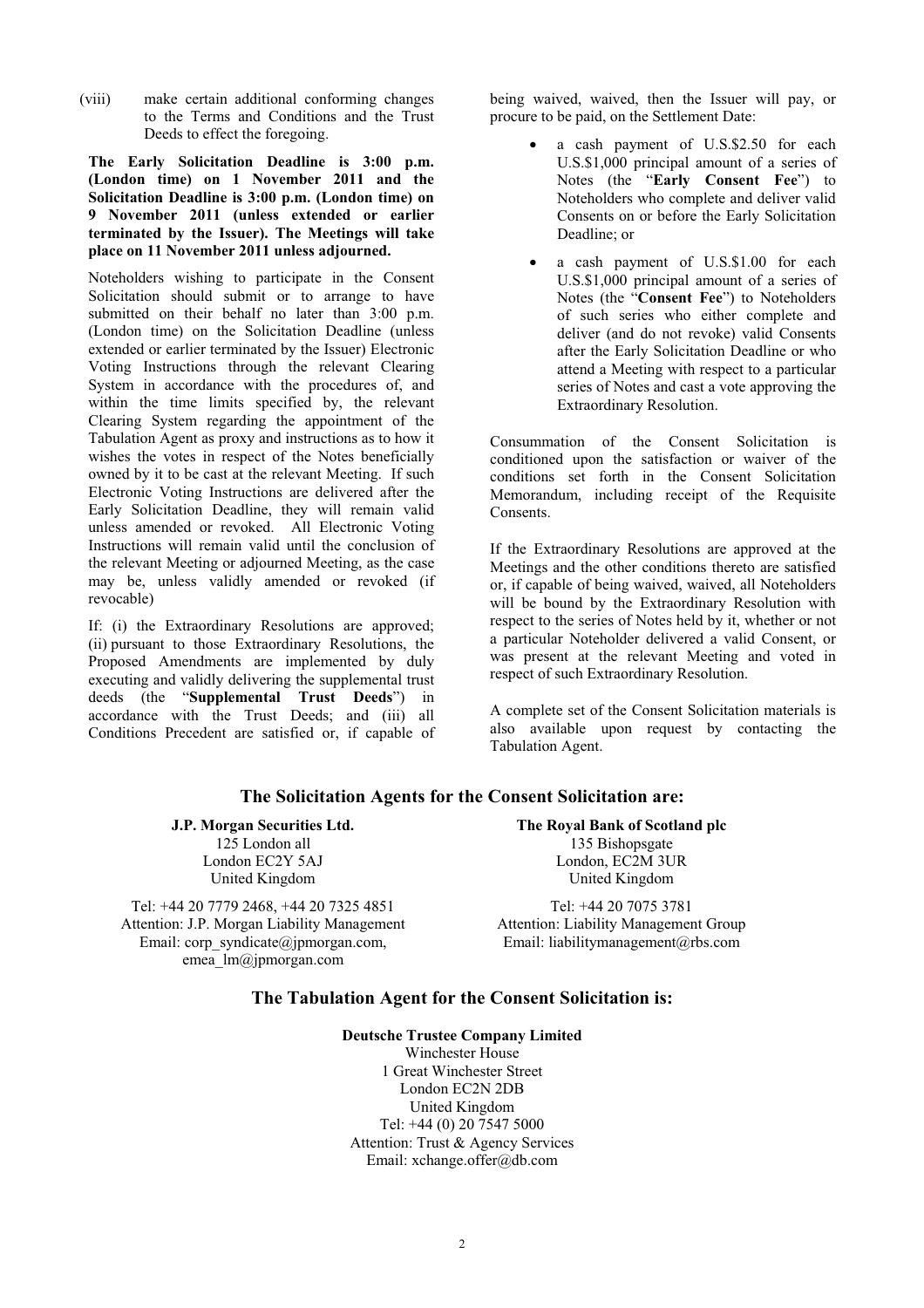(viii) make certain additional conforming changes to the Terms and Conditions and the Trust Deeds to effect the foregoing.

**The Early Solicitation Deadline is 3:00 p.m. (London time) on 1 November 2011 and the Solicitation Deadline is 3:00 p.m. (London time) on 9 November 2011 (unless extended or earlier terminated by the Issuer). The Meetings will take place on 11 November 2011 unless adjourned.**

Noteholders wishing to participate in the Consent Solicitation should submit or to arrange to have submitted on their behalf no later than 3:00 p.m. (London time) on the Solicitation Deadline (unless extended or earlier terminated by the Issuer) Electronic Voting Instructions through the relevant Clearing System in accordance with the procedures of, and within the time limits specified by, the relevant Clearing System regarding the appointment of the Tabulation Agent as proxy and instructions as to how it wishes the votes in respect of the Notes beneficially owned by it to be cast at the relevant Meeting. If such Electronic Voting Instructions are delivered after the Early Solicitation Deadline, they will remain valid unless amended or revoked. All Electronic Voting Instructions will remain valid until the conclusion of the relevant Meeting or adjourned Meeting, as the case may be, unless validly amended or revoked (if revocable)

If: (i) the Extraordinary Resolutions are approved; (ii) pursuant to those Extraordinary Resolutions, the Proposed Amendments are implemented by duly executing and validly delivering the supplemental trust deeds (the "**Supplemental Trust Deeds**") in accordance with the Trust Deeds; and (iii) all Conditions Precedent are satisfied or, if capable of being waived, waived, then the Issuer will pay, or procure to be paid, on the Settlement Date:

- a cash payment of U.S.$2.50 for each U.S.$1,000 principal amount of a series of Notes (the "**Early Consent Fee**") to Noteholders who complete and deliver valid Consents on or before the Early Solicitation Deadline; or
- a cash payment of U.S.$1.00 for each U.S.$1,000 principal amount of a series of Notes (the "**Consent Fee**") to Noteholders of such series who either complete and deliver (and do not revoke) valid Consents after the Early Solicitation Deadline or who attend a Meeting with respect to a particular series of Notes and cast a vote approving the Extraordinary Resolution.

Consummation of the Consent Solicitation is conditioned upon the satisfaction or waiver of the conditions set forth in the Consent Solicitation Memorandum, including receipt of the Requisite Consents.

If the Extraordinary Resolutions are approved at the Meetings and the other conditions thereto are satisfied or, if capable of being waived, waived, all Noteholders will be bound by the Extraordinary Resolution with respect to the series of Notes held by it, whether or not a particular Noteholder delivered a valid Consent, or was present at the relevant Meeting and voted in respect of such Extraordinary Resolution.

A complete set of the Consent Solicitation materials is also available upon request by contacting the Tabulation Agent.

## The Solicitation Agents for the Consent Solicitation are:

**J.P. Morgan Securities Ltd.**
125 London all
London EC2Y 5AJ
United Kingdom

Tel: +44 20 7779 2468, +44 20 7325 4851
Attention: J.P. Morgan Liability Management
Email: corp_syndicate@jpmorgan.com, emea_lm@jpmorgan.com

**The Royal Bank of Scotland plc**
135 Bishopsgate
London, EC2M 3UR
United Kingdom

Tel: +44 20 7075 3781
Attention: Liability Management Group
Email: liabilitymanagement@rbs.com

## The Tabulation Agent for the Consent Solicitation is:

**Deutsche Trustee Company Limited**
Winchester House
1 Great Winchester Street
London EC2N 2DB
United Kingdom
Tel: +44 (0) 20 7547 5000
Attention: Trust & Agency Services
Email: xchange.offer@db.com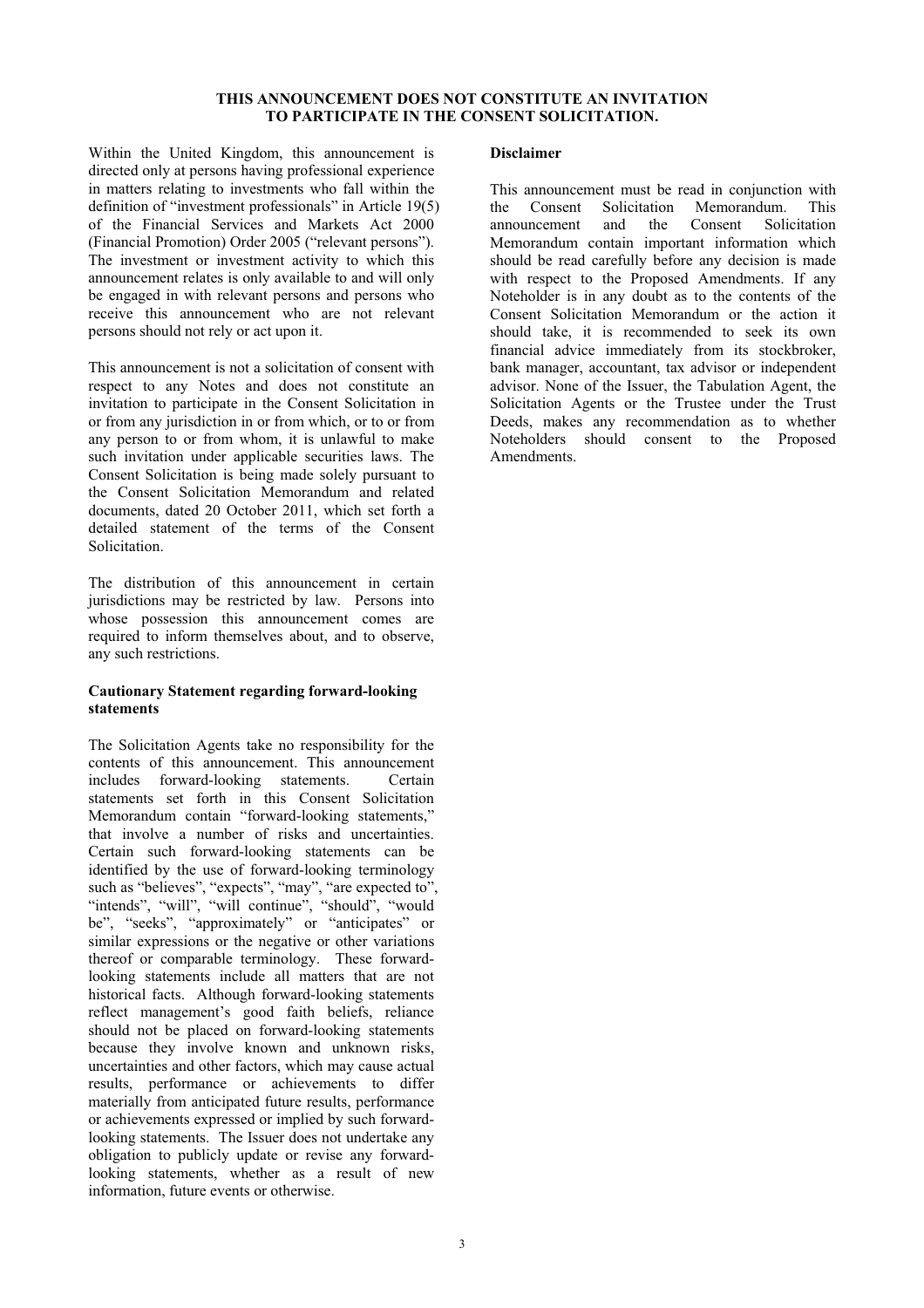**THIS ANNOUNCEMENT DOES NOT CONSTITUTE AN INVITATION TO PARTICIPATE IN THE CONSENT SOLICITATION.**

Within the United Kingdom, this announcement is directed only at persons having professional experience in matters relating to investments who fall within the definition of "investment professionals" in Article 19(5) of the Financial Services and Markets Act 2000 (Financial Promotion) Order 2005 ("relevant persons"). The investment or investment activity to which this announcement relates is only available to and will only be engaged in with relevant persons and persons who receive this announcement who are not relevant persons should not rely or act upon it.

This announcement is not a solicitation of consent with respect to any Notes and does not constitute an invitation to participate in the Consent Solicitation in or from any jurisdiction in or from which, or to or from any person to or from whom, it is unlawful to make such invitation under applicable securities laws. The Consent Solicitation is being made solely pursuant to the Consent Solicitation Memorandum and related documents, dated 20 October 2011, which set forth a detailed statement of the terms of the Consent Solicitation.

The distribution of this announcement in certain jurisdictions may be restricted by law. Persons into whose possession this announcement comes are required to inform themselves about, and to observe, any such restrictions.

**Cautionary Statement regarding forward-looking statements**

The Solicitation Agents take no responsibility for the contents of this announcement. This announcement includes forward-looking statements. Certain statements set forth in this Consent Solicitation Memorandum contain "forward-looking statements," that involve a number of risks and uncertainties. Certain such forward-looking statements can be identified by the use of forward-looking terminology such as "believes", "expects", "may", "are expected to", "intends", "will", "will continue", "should", "would be", "seeks", "approximately" or "anticipates" or similar expressions or the negative or other variations thereof or comparable terminology. These forward-looking statements include all matters that are not historical facts. Although forward-looking statements reflect management's good faith beliefs, reliance should not be placed on forward-looking statements because they involve known and unknown risks, uncertainties and other factors, which may cause actual results, performance or achievements to differ materially from anticipated future results, performance or achievements expressed or implied by such forward-looking statements. The Issuer does not undertake any obligation to publicly update or revise any forward-looking statements, whether as a result of new information, future events or otherwise.

**Disclaimer**

This announcement must be read in conjunction with the Consent Solicitation Memorandum. This announcement and the Consent Solicitation Memorandum contain important information which should be read carefully before any decision is made with respect to the Proposed Amendments. If any Noteholder is in any doubt as to the contents of the Consent Solicitation Memorandum or the action it should take, it is recommended to seek its own financial advice immediately from its stockbroker, bank manager, accountant, tax advisor or independent advisor. None of the Issuer, the Tabulation Agent, the Solicitation Agents or the Trustee under the Trust Deeds, makes any recommendation as to whether Noteholders should consent to the Proposed Amendments.